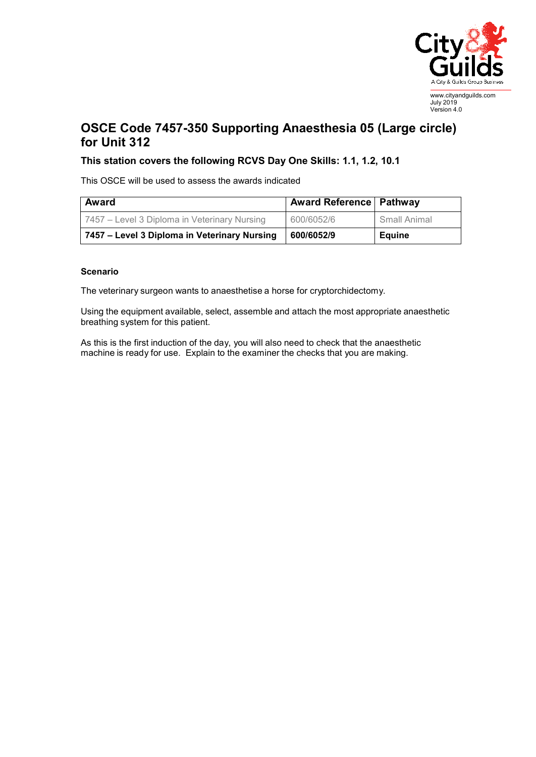www.cityandguilds.com
July 2019
Version 4.0

# OSCE Code 7457-350 Supporting Anaesthesia 05 (Large circle) for Unit 312

### This station covers the following RCVS Day One Skills: 1.1, 1.2, 10.1

This OSCE will be used to assess the awards indicated

| Award | Award Reference | Pathway |
|---|---|---|
| 7457 – Level 3 Diploma in Veterinary Nursing | 600/6052/6 | Small Animal |
| **7457 – Level 3 Diploma in Veterinary Nursing** | **600/6052/9** | **Equine** |

**Scenario**

The veterinary surgeon wants to anaesthetise a horse for cryptorchidectomy.

Using the equipment available, select, assemble and attach the most appropriate anaesthetic breathing system for this patient.

As this is the first induction of the day, you will also need to check that the anaesthetic machine is ready for use. Explain to the examiner the checks that you are making.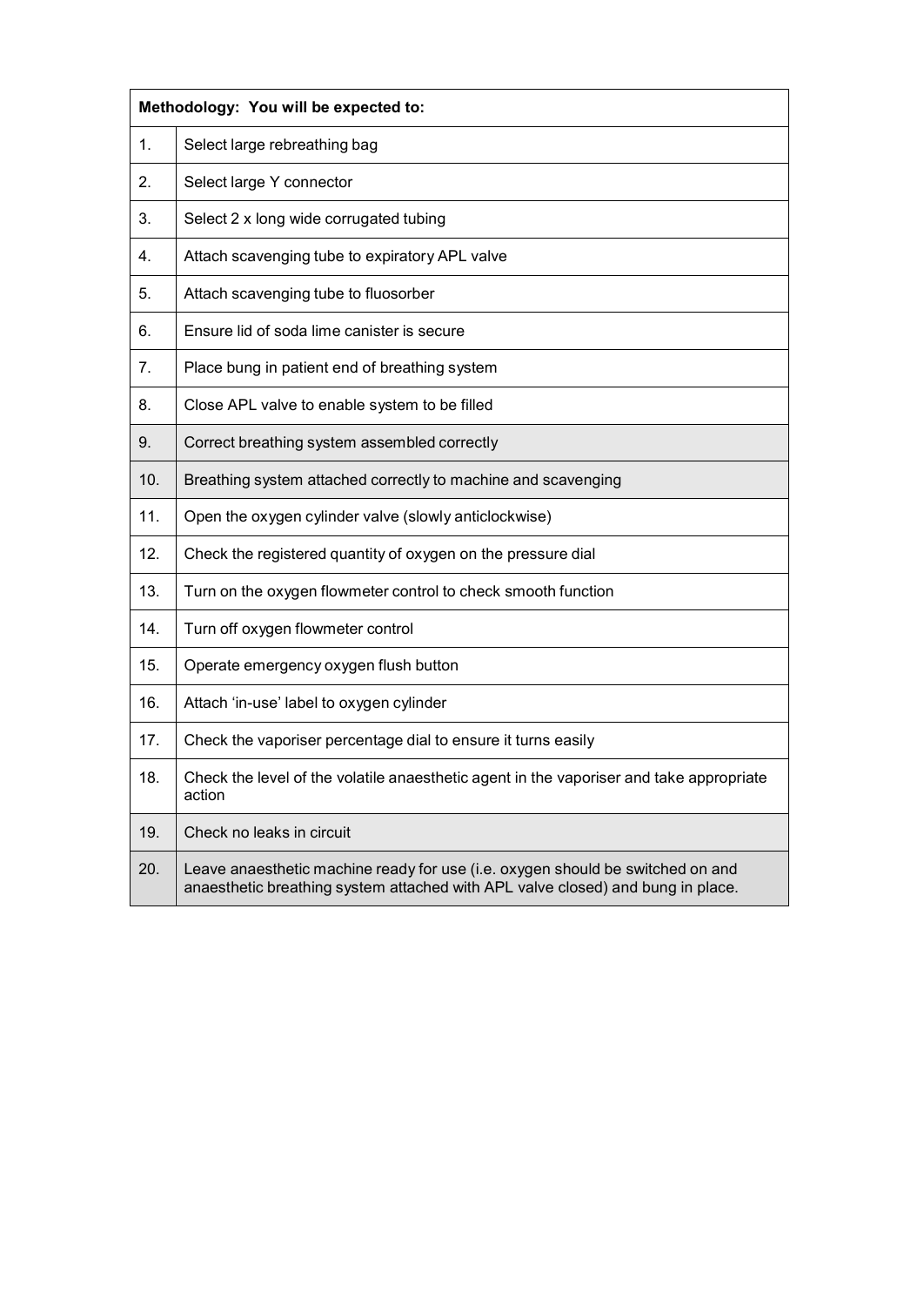| Methodology: You will be expected to: | |
|---|---|
| 1. | Select large rebreathing bag |
| 2. | Select large Y connector |
| 3. | Select 2 x long wide corrugated tubing |
| 4. | Attach scavenging tube to expiratory APL valve |
| 5. | Attach scavenging tube to fluosorber |
| 6. | Ensure lid of soda lime canister is secure |
| 7. | Place bung in patient end of breathing system |
| 8. | Close APL valve to enable system to be filled |
| 9. | Correct breathing system assembled correctly |
| 10. | Breathing system attached correctly to machine and scavenging |
| 11. | Open the oxygen cylinder valve (slowly anticlockwise) |
| 12. | Check the registered quantity of oxygen on the pressure dial |
| 13. | Turn on the oxygen flowmeter control to check smooth function |
| 14. | Turn off oxygen flowmeter control |
| 15. | Operate emergency oxygen flush button |
| 16. | Attach 'in-use' label to oxygen cylinder |
| 17. | Check the vaporiser percentage dial to ensure it turns easily |
| 18. | Check the level of the volatile anaesthetic agent in the vaporiser and take appropriate action |
| 19. | Check no leaks in circuit |
| 20. | Leave anaesthetic machine ready for use (i.e. oxygen should be switched on and anaesthetic breathing system attached with APL valve closed) and bung in place. |